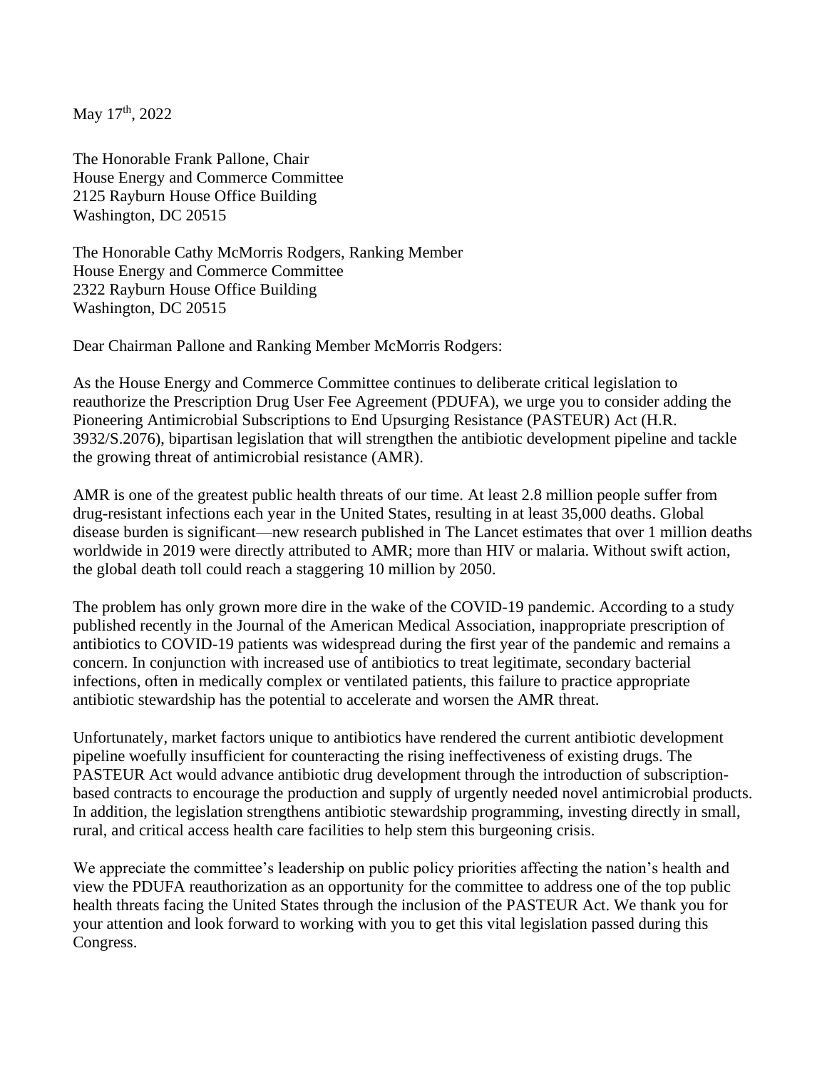May 17th, 2022

The Honorable Frank Pallone, Chair
House Energy and Commerce Committee
2125 Rayburn House Office Building
Washington, DC 20515

The Honorable Cathy McMorris Rodgers, Ranking Member
House Energy and Commerce Committee
2322 Rayburn House Office Building
Washington, DC 20515

Dear Chairman Pallone and Ranking Member McMorris Rodgers:

As the House Energy and Commerce Committee continues to deliberate critical legislation to reauthorize the Prescription Drug User Fee Agreement (PDUFA), we urge you to consider adding the Pioneering Antimicrobial Subscriptions to End Upsurging Resistance (PASTEUR) Act (H.R. 3932/S.2076), bipartisan legislation that will strengthen the antibiotic development pipeline and tackle the growing threat of antimicrobial resistance (AMR).

AMR is one of the greatest public health threats of our time. At least 2.8 million people suffer from drug-resistant infections each year in the United States, resulting in at least 35,000 deaths. Global disease burden is significant—new research published in The Lancet estimates that over 1 million deaths worldwide in 2019 were directly attributed to AMR; more than HIV or malaria. Without swift action, the global death toll could reach a staggering 10 million by 2050.

The problem has only grown more dire in the wake of the COVID-19 pandemic. According to a study published recently in the Journal of the American Medical Association, inappropriate prescription of antibiotics to COVID-19 patients was widespread during the first year of the pandemic and remains a concern. In conjunction with increased use of antibiotics to treat legitimate, secondary bacterial infections, often in medically complex or ventilated patients, this failure to practice appropriate antibiotic stewardship has the potential to accelerate and worsen the AMR threat.

Unfortunately, market factors unique to antibiotics have rendered the current antibiotic development pipeline woefully insufficient for counteracting the rising ineffectiveness of existing drugs. The PASTEUR Act would advance antibiotic drug development through the introduction of subscription-based contracts to encourage the production and supply of urgently needed novel antimicrobial products. In addition, the legislation strengthens antibiotic stewardship programming, investing directly in small, rural, and critical access health care facilities to help stem this burgeoning crisis.

We appreciate the committee's leadership on public policy priorities affecting the nation's health and view the PDUFA reauthorization as an opportunity for the committee to address one of the top public health threats facing the United States through the inclusion of the PASTEUR Act. We thank you for your attention and look forward to working with you to get this vital legislation passed during this Congress.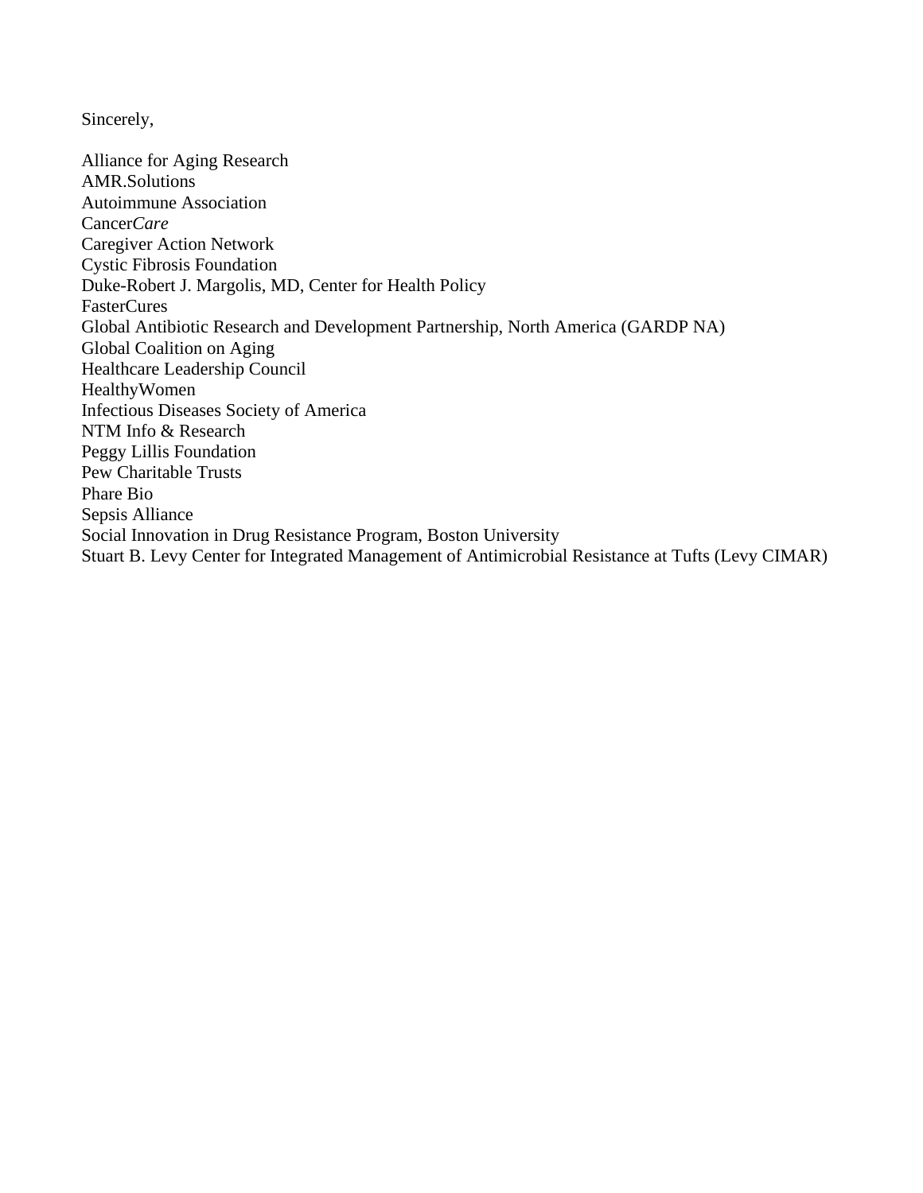Sincerely,

Alliance for Aging Research  
AMR.Solutions  
Autoimmune Association  
Cancer*Care*  
Caregiver Action Network  
Cystic Fibrosis Foundation  
Duke-Robert J. Margolis, MD, Center for Health Policy  
FasterCures  
Global Antibiotic Research and Development Partnership, North America (GARDP NA)  
Global Coalition on Aging  
Healthcare Leadership Council  
HealthyWomen  
Infectious Diseases Society of America  
NTM Info & Research  
Peggy Lillis Foundation  
Pew Charitable Trusts  
Phare Bio  
Sepsis Alliance  
Social Innovation in Drug Resistance Program, Boston University  
Stuart B. Levy Center for Integrated Management of Antimicrobial Resistance at Tufts (Levy CIMAR)